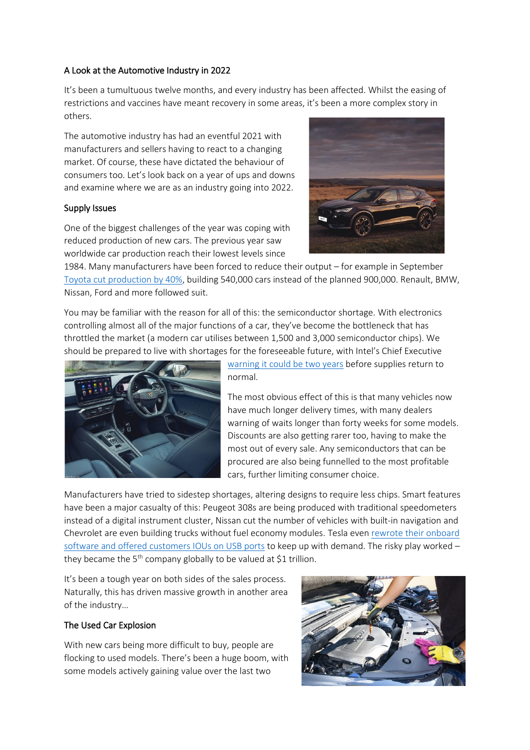# A Look at the Automotive Industry in 2022

It's been a tumultuous twelve months, and every industry has been affected. Whilst the easing of restrictions and vaccines have meant recovery in some areas, it's been a more complex story in others.

The automotive industry has had an eventful 2021 with manufacturers and sellers having to react to a changing market. Of course, these have dictated the behaviour of consumers too. Let's look back on a year of ups and downs and examine where we are as an industry going into 2022.

## Supply Issues

One of the biggest challenges of the year was coping with reduced production of new cars. The previous year saw worldwide car production reach their lowest levels since 1984. Many manufacturers have been forced to reduce their output – for example in September Toyota cut production by 40%, building 540,000 cars instead of the planned 900,000. Renault, BMW, Nissan, Ford and more followed suit.

You may be familiar with the reason for all of this: the semiconductor shortage. With electronics controlling almost all of the major functions of a car, they've become the bottleneck that has throttled the market (a modern car utilises between 1,500 and 3,000 semiconductor chips). We should be prepared to live with shortages for the foreseeable future, with Intel's Chief Executive warning it could be two years before supplies return to normal.

The most obvious effect of this is that many vehicles now have much longer delivery times, with many dealers warning of waits longer than forty weeks for some models. Discounts are also getting rarer too, having to make the most out of every sale. Any semiconductors that can be procured are also being funnelled to the most profitable cars, further limiting consumer choice.

Manufacturers have tried to sidestep shortages, altering designs to require less chips. Smart features have been a major casualty of this: Peugeot 308s are being produced with traditional speedometers instead of a digital instrument cluster, Nissan cut the number of vehicles with built-in navigation and Chevrolet are even building trucks without fuel economy modules. Tesla even rewrote their onboard software and offered customers IOUs on USB ports to keep up with demand. The risky play worked – they became the 5th company globally to be valued at $1 trillion.

It's been a tough year on both sides of the sales process. Naturally, this has driven massive growth in another area of the industry…

## The Used Car Explosion

With new cars being more difficult to buy, people are flocking to used models. There's been a huge boom, with some models actively gaining value over the last two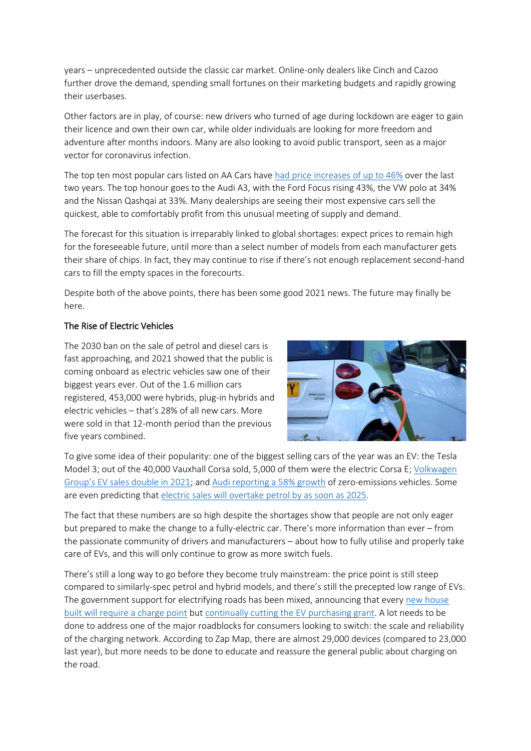years – unprecedented outside the classic car market. Online-only dealers like Cinch and Cazoo further drove the demand, spending small fortunes on their marketing budgets and rapidly growing their userbases.

Other factors are in play, of course: new drivers who turned of age during lockdown are eager to gain their licence and own their own car, while older individuals are looking for more freedom and adventure after months indoors. Many are also looking to avoid public transport, seen as a major vector for coronavirus infection.

The top ten most popular cars listed on AA Cars have had price increases of up to 46% over the last two years. The top honour goes to the Audi A3, with the Ford Focus rising 43%, the VW polo at 34% and the Nissan Qashqai at 33%. Many dealerships are seeing their most expensive cars sell the quickest, able to comfortably profit from this unusual meeting of supply and demand.

The forecast for this situation is irreparably linked to global shortages: expect prices to remain high for the foreseeable future, until more than a select number of models from each manufacturer gets their share of chips. In fact, they may continue to rise if there's not enough replacement second-hand cars to fill the empty spaces in the forecourts.

Despite both of the above points, there has been some good 2021 news. The future may finally be here.

## The Rise of Electric Vehicles

The 2030 ban on the sale of petrol and diesel cars is fast approaching, and 2021 showed that the public is coming onboard as electric vehicles saw one of their biggest years ever. Out of the 1.6 million cars registered, 453,000 were hybrids, plug-in hybrids and electric vehicles – that's 28% of all new cars. More were sold in that 12-month period than the previous five years combined.

To give some idea of their popularity: one of the biggest selling cars of the year was an EV: the Tesla Model 3; out of the 40,000 Vauxhall Corsa sold, 5,000 of them were the electric Corsa E; Volkwagen Group's EV sales double in 2021; and Audi reporting a 58% growth of zero-emissions vehicles. Some are even predicting that electric sales will overtake petrol by as soon as 2025.

The fact that these numbers are so high despite the shortages show that people are not only eager but prepared to make the change to a fully-electric car. There's more information than ever – from the passionate community of drivers and manufacturers – about how to fully utilise and properly take care of EVs, and this will only continue to grow as more switch fuels.

There's still a long way to go before they become truly mainstream: the price point is still steep compared to similarly-spec petrol and hybrid models, and there's still the precepted low range of EVs. The government support for electrifying roads has been mixed, announcing that every new house built will require a charge point but continually cutting the EV purchasing grant. A lot needs to be done to address one of the major roadblocks for consumers looking to switch: the scale and reliability of the charging network. According to Zap Map, there are almost 29,000 devices (compared to 23,000 last year), but more needs to be done to educate and reassure the general public about charging on the road.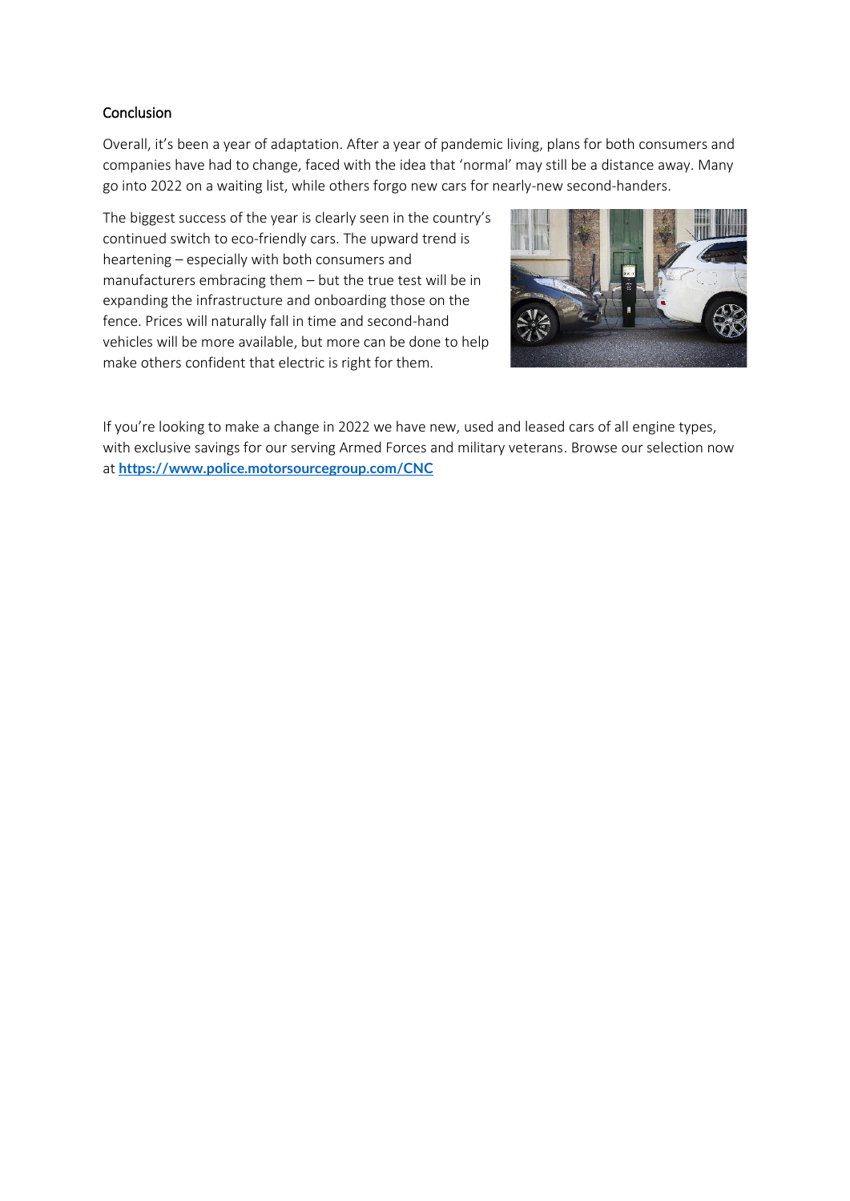## Conclusion

Overall, it's been a year of adaptation. After a year of pandemic living, plans for both consumers and companies have had to change, faced with the idea that 'normal' may still be a distance away. Many go into 2022 on a waiting list, while others forgo new cars for nearly-new second-handers.

The biggest success of the year is clearly seen in the country's continued switch to eco-friendly cars. The upward trend is heartening – especially with both consumers and manufacturers embracing them – but the true test will be in expanding the infrastructure and onboarding those on the fence. Prices will naturally fall in time and second-hand vehicles will be more available, but more can be done to help make others confident that electric is right for them.

If you're looking to make a change in 2022 we have new, used and leased cars of all engine types, with exclusive savings for our serving Armed Forces and military veterans. Browse our selection now at **https://www.police.motorsourcegroup.com/CNC**